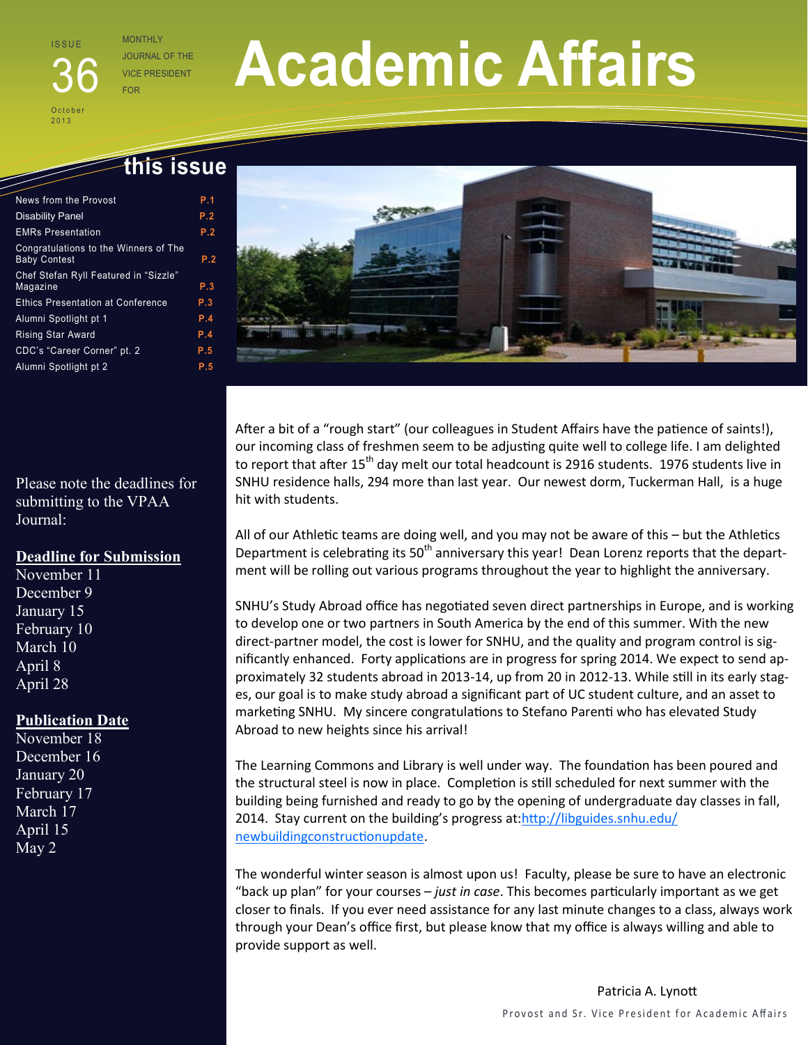ISSUE 36

October 2013

MONTHLY JOURNAL OF THE VICE PRESIDENT FOR

# Academic Affairs

## this issue

| | |
|---|---|
| News from the Provost | P.1 |
| Disability Panel | P.2 |
| EMRs Presentation | P.2 |
| Congratulations to the Winners of The Baby Contest | P.2 |
| Chef Stefan Ryll Featured in "Sizzle" Magazine | P.3 |
| Ethics Presentation at Conference | P.3 |
| Alumni Spotlight pt 1 | P.4 |
| Rising Star Award | P.4 |
| CDC's "Career Corner" pt. 2 | P.5 |
| Alumni Spotlight pt 2 | P.5 |

Please note the deadlines for submitting to the VPAA Journal:

**Deadline for Submission**

November 11
December 9
January 15
February 10
March 10
April 8
April 28

**Publication Date**

November 18
December 16
January 20
February 17
March 17
April 15
May 2

After a bit of a "rough start" (our colleagues in Student Affairs have the patience of saints!), our incoming class of freshmen seem to be adjusting quite well to college life. I am delighted to report that after 15th day melt our total headcount is 2916 students. 1976 students live in SNHU residence halls, 294 more than last year. Our newest dorm, Tuckerman Hall, is a huge hit with students.

All of our Athletic teams are doing well, and you may not be aware of this – but the Athletics Department is celebrating its 50th anniversary this year! Dean Lorenz reports that the department will be rolling out various programs throughout the year to highlight the anniversary.

SNHU's Study Abroad office has negotiated seven direct partnerships in Europe, and is working to develop one or two partners in South America by the end of this summer. With the new direct-partner model, the cost is lower for SNHU, and the quality and program control is significantly enhanced. Forty applications are in progress for spring 2014. We expect to send approximately 32 students abroad in 2013-14, up from 20 in 2012-13. While still in its early stages, our goal is to make study abroad a significant part of UC student culture, and an asset to marketing SNHU. My sincere congratulations to Stefano Parenti who has elevated Study Abroad to new heights since his arrival!

The Learning Commons and Library is well under way. The foundation has been poured and the structural steel is now in place. Completion is still scheduled for next summer with the building being furnished and ready to go by the opening of undergraduate day classes in fall, 2014. Stay current on the building's progress at:http://libguides.snhu.edu/newbuildingconstructionupdate.

The wonderful winter season is almost upon us! Faculty, please be sure to have an electronic "back up plan" for your courses – *just in case*. This becomes particularly important as we get closer to finals. If you ever need assistance for any last minute changes to a class, always work through your Dean's office first, but please know that my office is always willing and able to provide support as well.

Patricia A. Lynott

Provost and Sr. Vice President for Academic Affairs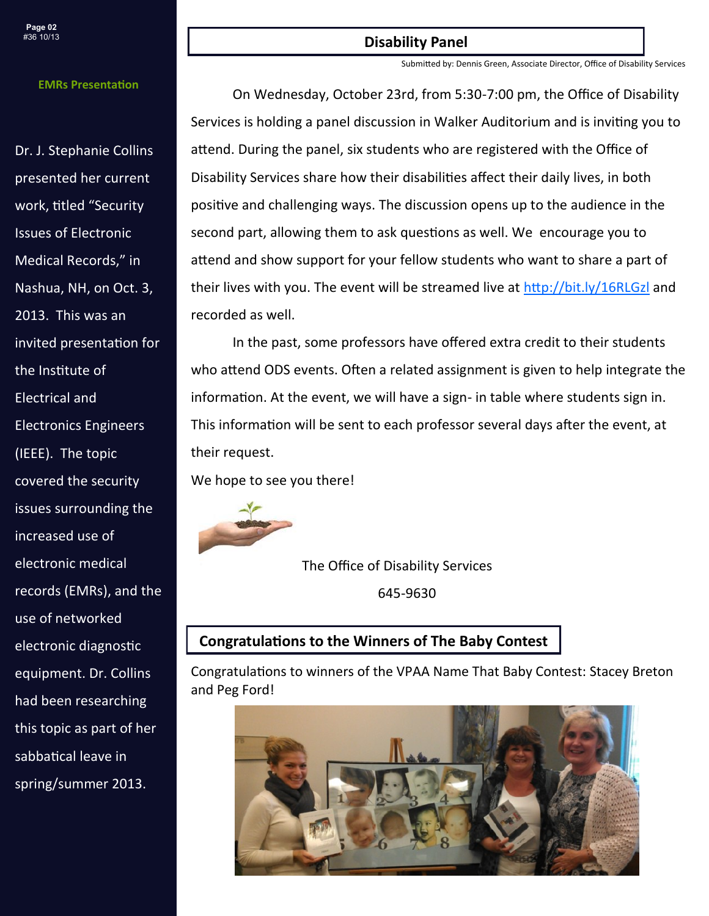## EMRs Presentation

Dr. J. Stephanie Collins presented her current work, titled "Security Issues of Electronic Medical Records," in Nashua, NH, on Oct. 3, 2013. This was an invited presentation for the Institute of Electrical and Electronics Engineers (IEEE). The topic covered the security issues surrounding the increased use of electronic medical records (EMRs), and the use of networked electronic diagnostic equipment. Dr. Collins had been researching this topic as part of her sabbatical leave in spring/summer 2013.

## Disability Panel

Submitted by: Dennis Green, Associate Director, Office of Disability Services

On Wednesday, October 23rd, from 5:30-7:00 pm, the Office of Disability Services is holding a panel discussion in Walker Auditorium and is inviting you to attend. During the panel, six students who are registered with the Office of Disability Services share how their disabilities affect their daily lives, in both positive and challenging ways. The discussion opens up to the audience in the second part, allowing them to ask questions as well. We encourage you to attend and show support for your fellow students who want to share a part of their lives with you. The event will be streamed live at http://bit.ly/16RLGzl and recorded as well.

In the past, some professors have offered extra credit to their students who attend ODS events. Often a related assignment is given to help integrate the information. At the event, we will have a sign- in table where students sign in. This information will be sent to each professor several days after the event, at their request.

We hope to see you there!

The Office of Disability Services

645-9630

## Congratulations to the Winners of The Baby Contest

Congratulations to winners of the VPAA Name That Baby Contest: Stacey Breton and Peg Ford!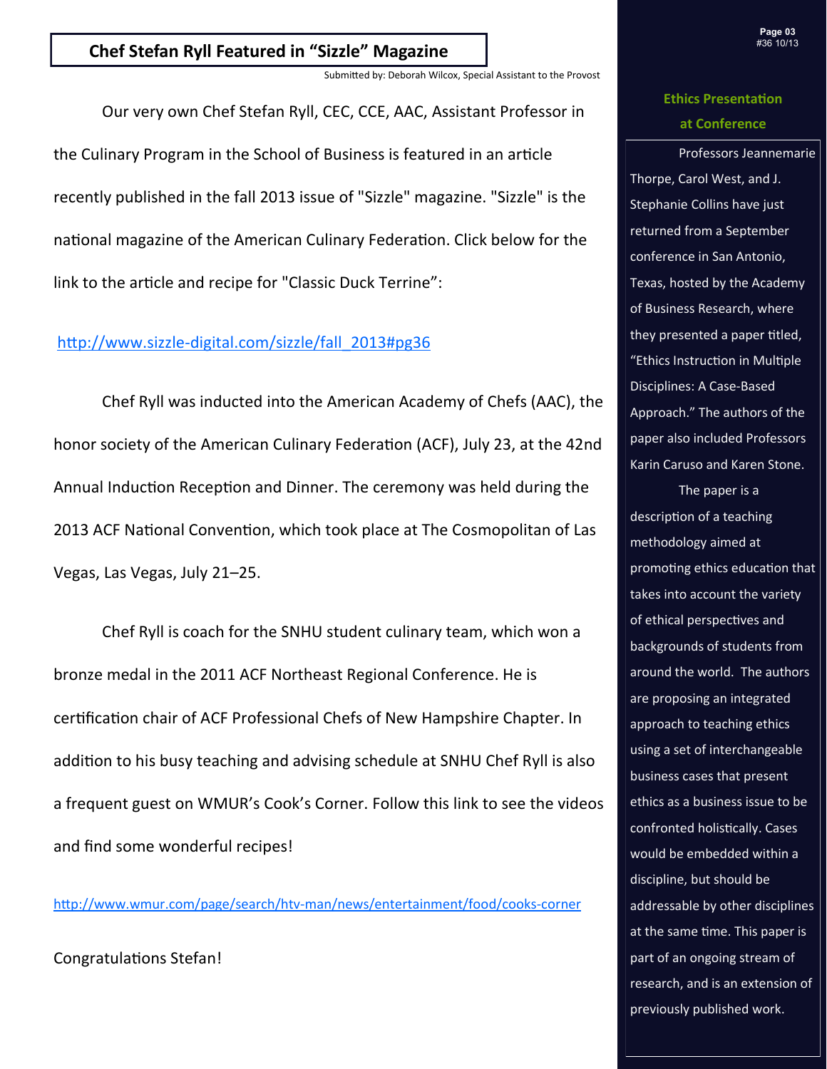## Chef Stefan Ryll Featured in "Sizzle" Magazine

Submitted by: Deborah Wilcox, Special Assistant to the Provost

Our very own Chef Stefan Ryll, CEC, CCE, AAC, Assistant Professor in the Culinary Program in the School of Business is featured in an article recently published in the fall 2013 issue of "Sizzle" magazine. "Sizzle" is the national magazine of the American Culinary Federation. Click below for the link to the article and recipe for "Classic Duck Terrine":

http://www.sizzle-digital.com/sizzle/fall_2013#pg36

Chef Ryll was inducted into the American Academy of Chefs (AAC), the honor society of the American Culinary Federation (ACF), July 23, at the 42nd Annual Induction Reception and Dinner. The ceremony was held during the 2013 ACF National Convention, which took place at The Cosmopolitan of Las Vegas, Las Vegas, July 21–25.

Chef Ryll is coach for the SNHU student culinary team, which won a bronze medal in the 2011 ACF Northeast Regional Conference. He is certification chair of ACF Professional Chefs of New Hampshire Chapter. In addition to his busy teaching and advising schedule at SNHU Chef Ryll is also a frequent guest on WMUR's Cook's Corner. Follow this link to see the videos and find some wonderful recipes!

http://www.wmur.com/page/search/htv-man/news/entertainment/food/cooks-corner

Congratulations Stefan!

## Ethics Presentation at Conference

Professors Jeannemarie Thorpe, Carol West, and J. Stephanie Collins have just returned from a September conference in San Antonio, Texas, hosted by the Academy of Business Research, where they presented a paper titled, "Ethics Instruction in Multiple Disciplines: A Case-Based Approach." The authors of the paper also included Professors Karin Caruso and Karen Stone.

The paper is a description of a teaching methodology aimed at promoting ethics education that takes into account the variety of ethical perspectives and backgrounds of students from around the world. The authors are proposing an integrated approach to teaching ethics using a set of interchangeable business cases that present ethics as a business issue to be confronted holistically. Cases would be embedded within a discipline, but should be addressable by other disciplines at the same time. This paper is part of an ongoing stream of research, and is an extension of previously published work.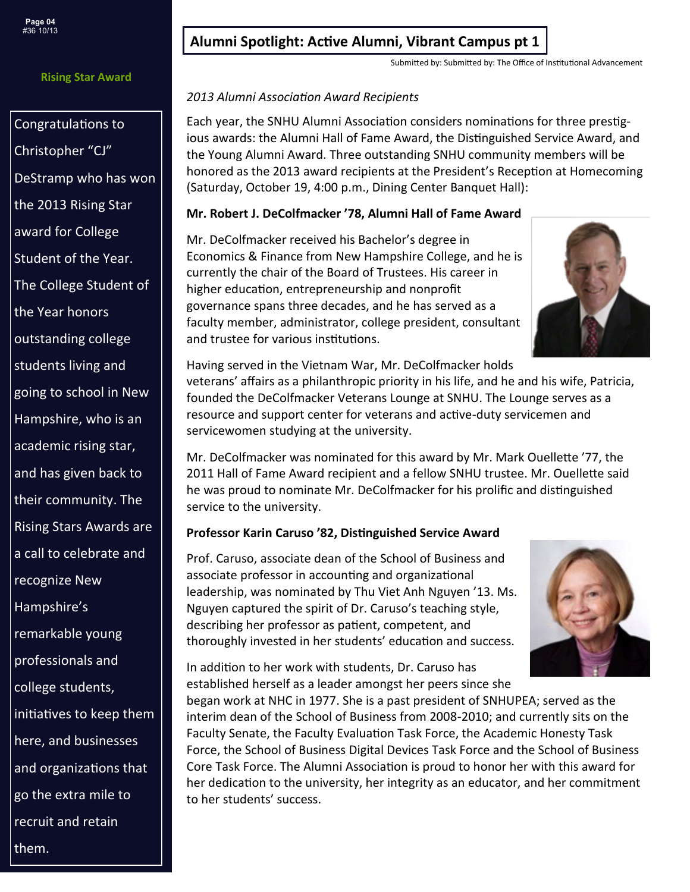## Alumni Spotlight: Active Alumni, Vibrant Campus pt 1

Submitted by: Submitted by: The Office of Institutional Advancement

*2013 Alumni Association Award Recipients*

Each year, the SNHU Alumni Association considers nominations for three prestigious awards: the Alumni Hall of Fame Award, the Distinguished Service Award, and the Young Alumni Award. Three outstanding SNHU community members will be honored as the 2013 award recipients at the President's Reception at Homecoming (Saturday, October 19, 4:00 p.m., Dining Center Banquet Hall):

**Mr. Robert J. DeColfmacker '78, Alumni Hall of Fame Award**

Mr. DeColfmacker received his Bachelor's degree in Economics & Finance from New Hampshire College, and he is currently the chair of the Board of Trustees. His career in higher education, entrepreneurship and nonprofit governance spans three decades, and he has served as a faculty member, administrator, college president, consultant and trustee for various institutions.

Having served in the Vietnam War, Mr. DeColfmacker holds veterans' affairs as a philanthropic priority in his life, and he and his wife, Patricia, founded the DeColfmacker Veterans Lounge at SNHU. The Lounge serves as a resource and support center for veterans and active-duty servicemen and servicewomen studying at the university.

Mr. DeColfmacker was nominated for this award by Mr. Mark Ouellette '77, the 2011 Hall of Fame Award recipient and a fellow SNHU trustee. Mr. Ouellette said he was proud to nominate Mr. DeColfmacker for his prolific and distinguished service to the university.

**Professor Karin Caruso '82, Distinguished Service Award**

Prof. Caruso, associate dean of the School of Business and associate professor in accounting and organizational leadership, was nominated by Thu Viet Anh Nguyen '13. Ms. Nguyen captured the spirit of Dr. Caruso's teaching style, describing her professor as patient, competent, and thoroughly invested in her students' education and success.

In addition to her work with students, Dr. Caruso has established herself as a leader amongst her peers since she began work at NHC in 1977. She is a past president of SNHUPEA; served as the interim dean of the School of Business from 2008-2010; and currently sits on the Faculty Senate, the Faculty Evaluation Task Force, the Academic Honesty Task Force, the School of Business Digital Devices Task Force and the School of Business Core Task Force. The Alumni Association is proud to honor her with this award for her dedication to the university, her integrity as an educator, and her commitment to her students' success.

### Rising Star Award

Congratulations to Christopher "CJ" DeStramp who has won the 2013 Rising Star award for College Student of the Year. The College Student of the Year honors outstanding college students living and going to school in New Hampshire, who is an academic rising star, and has given back to their community. The Rising Stars Awards are a call to celebrate and recognize New Hampshire's remarkable young professionals and college students, initiatives to keep them here, and businesses and organizations that go the extra mile to recruit and retain them.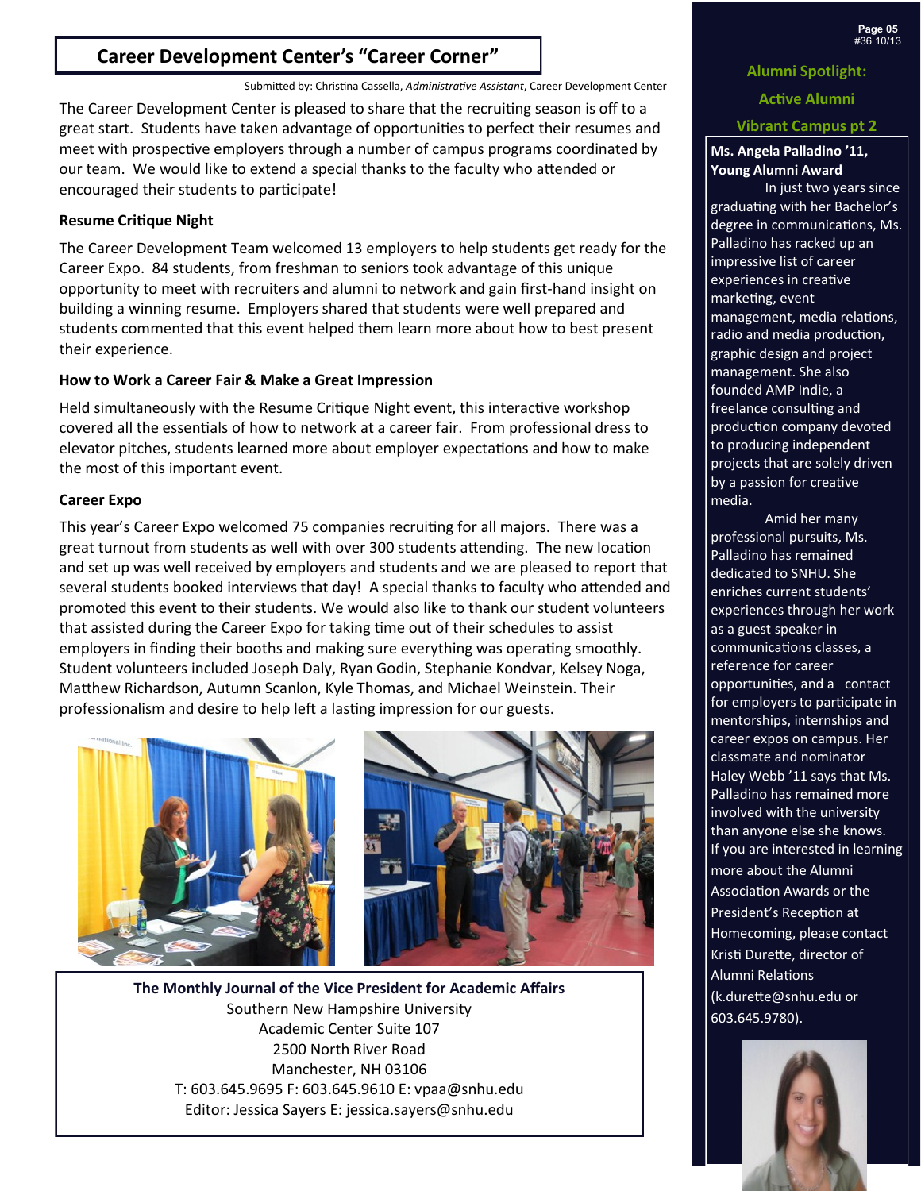## Career Development Center's "Career Corner"

Submitted by: Christina Cassella, *Administrative Assistant*, Career Development Center

The Career Development Center is pleased to share that the recruiting season is off to a great start. Students have taken advantage of opportunities to perfect their resumes and meet with prospective employers through a number of campus programs coordinated by our team. We would like to extend a special thanks to the faculty who attended or encouraged their students to participate!

**Resume Critique Night**

The Career Development Team welcomed 13 employers to help students get ready for the Career Expo. 84 students, from freshman to seniors took advantage of this unique opportunity to meet with recruiters and alumni to network and gain first-hand insight on building a winning resume. Employers shared that students were well prepared and students commented that this event helped them learn more about how to best present their experience.

**How to Work a Career Fair & Make a Great Impression**

Held simultaneously with the Resume Critique Night event, this interactive workshop covered all the essentials of how to network at a career fair. From professional dress to elevator pitches, students learned more about employer expectations and how to make the most of this important event.

**Career Expo**

This year's Career Expo welcomed 75 companies recruiting for all majors. There was a great turnout from students as well with over 300 students attending. The new location and set up was well received by employers and students and we are pleased to report that several students booked interviews that day! A special thanks to faculty who attended and promoted this event to their students. We would also like to thank our student volunteers that assisted during the Career Expo for taking time out of their schedules to assist employers in finding their booths and making sure everything was operating smoothly. Student volunteers included Joseph Daly, Ryan Godin, Stephanie Kondvar, Kelsey Noga, Matthew Richardson, Autumn Scanlon, Kyle Thomas, and Michael Weinstein. Their professionalism and desire to help left a lasting impression for our guests.

**The Monthly Journal of the Vice President for Academic Affairs**
Southern New Hampshire University
Academic Center Suite 107
2500 North River Road
Manchester, NH 03106
T: 603.645.9695 F: 603.645.9610 E: vpaa@snhu.edu
Editor: Jessica Sayers E: jessica.sayers@snhu.edu

## Alumni Spotlight: Active Alumni Vibrant Campus pt 2

**Ms. Angela Palladino '11, Young Alumni Award**

In just two years since graduating with her Bachelor's degree in communications, Ms. Palladino has racked up an impressive list of career experiences in creative marketing, event management, media relations, radio and media production, graphic design and project management. She also founded AMP Indie, a freelance consulting and production company devoted to producing independent projects that are solely driven by a passion for creative media.

Amid her many professional pursuits, Ms. Palladino has remained dedicated to SNHU. She enriches current students' experiences through her work as a guest speaker in communications classes, a reference for career opportunities, and a contact for employers to participate in mentorships, internships and career expos on campus. Her classmate and nominator Haley Webb '11 says that Ms. Palladino has remained more involved with the university than anyone else she knows. If you are interested in learning more about the Alumni Association Awards or the President's Reception at Homecoming, please contact Kristi Durette, director of Alumni Relations (k.durette@snhu.edu or 603.645.9780).